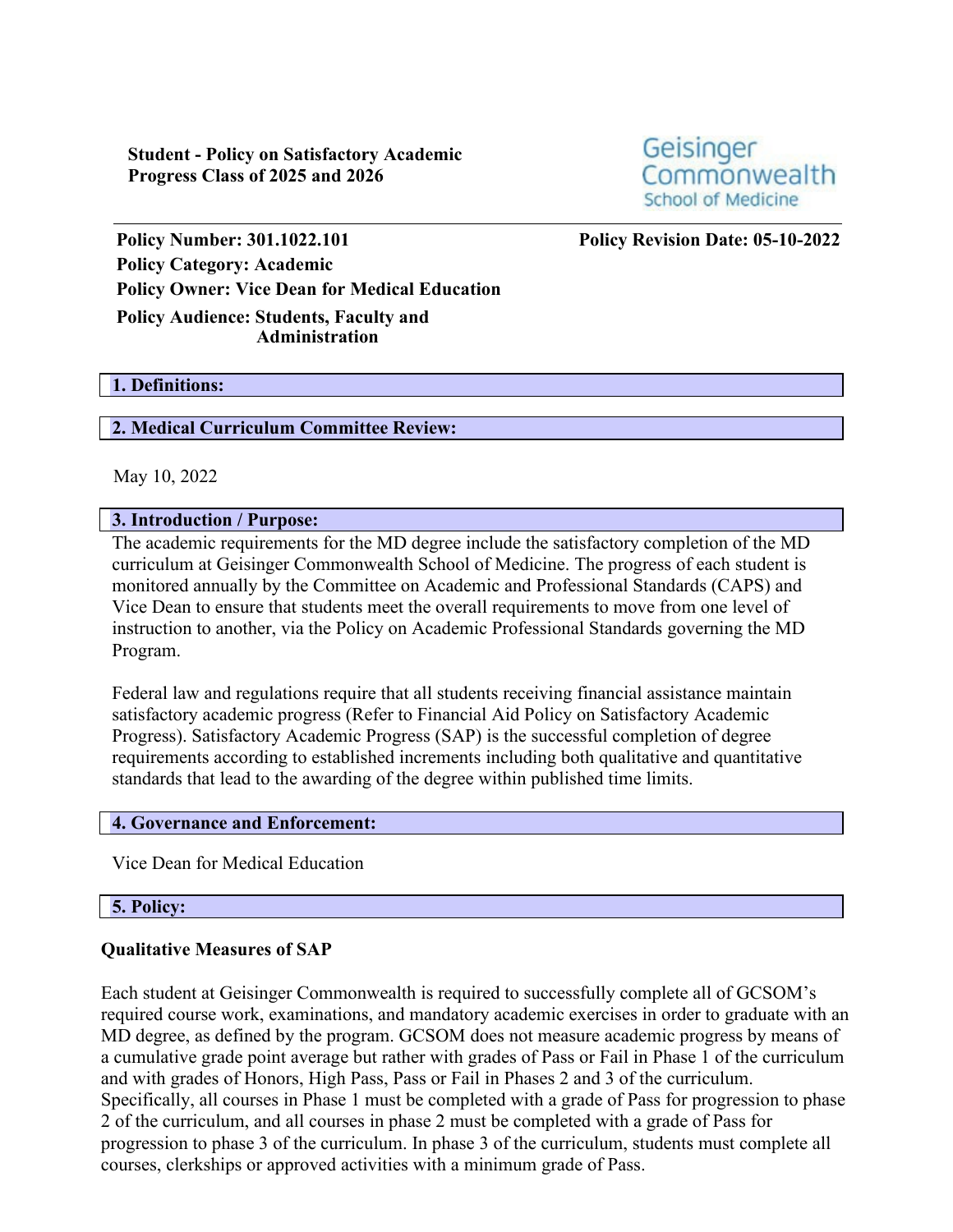**Student - Policy on Satisfactory Academic Progress Class of 2025 and 2026**

Geisinger Commonwealth School of Medicine

**Policy Number: 301.1022.101** **Policy Revision Date: 05-10-2022**
**Policy Category: Academic**
**Policy Owner: Vice Dean for Medical Education**
**Policy Audience: Students, Faculty and Administration**

## 1. Definitions:

## 2. Medical Curriculum Committee Review:

May 10, 2022

## 3. Introduction / Purpose:

The academic requirements for the MD degree include the satisfactory completion of the MD curriculum at Geisinger Commonwealth School of Medicine. The progress of each student is monitored annually by the Committee on Academic and Professional Standards (CAPS) and Vice Dean to ensure that students meet the overall requirements to move from one level of instruction to another, via the Policy on Academic Professional Standards governing the MD Program.

Federal law and regulations require that all students receiving financial assistance maintain satisfactory academic progress (Refer to Financial Aid Policy on Satisfactory Academic Progress). Satisfactory Academic Progress (SAP) is the successful completion of degree requirements according to established increments including both qualitative and quantitative standards that lead to the awarding of the degree within published time limits.

## 4. Governance and Enforcement:

Vice Dean for Medical Education

## 5. Policy:

**Qualitative Measures of SAP**

Each student at Geisinger Commonwealth is required to successfully complete all of GCSOM's required course work, examinations, and mandatory academic exercises in order to graduate with an MD degree, as defined by the program. GCSOM does not measure academic progress by means of a cumulative grade point average but rather with grades of Pass or Fail in Phase 1 of the curriculum and with grades of Honors, High Pass, Pass or Fail in Phases 2 and 3 of the curriculum. Specifically, all courses in Phase 1 must be completed with a grade of Pass for progression to phase 2 of the curriculum, and all courses in phase 2 must be completed with a grade of Pass for progression to phase 3 of the curriculum. In phase 3 of the curriculum, students must complete all courses, clerkships or approved activities with a minimum grade of Pass.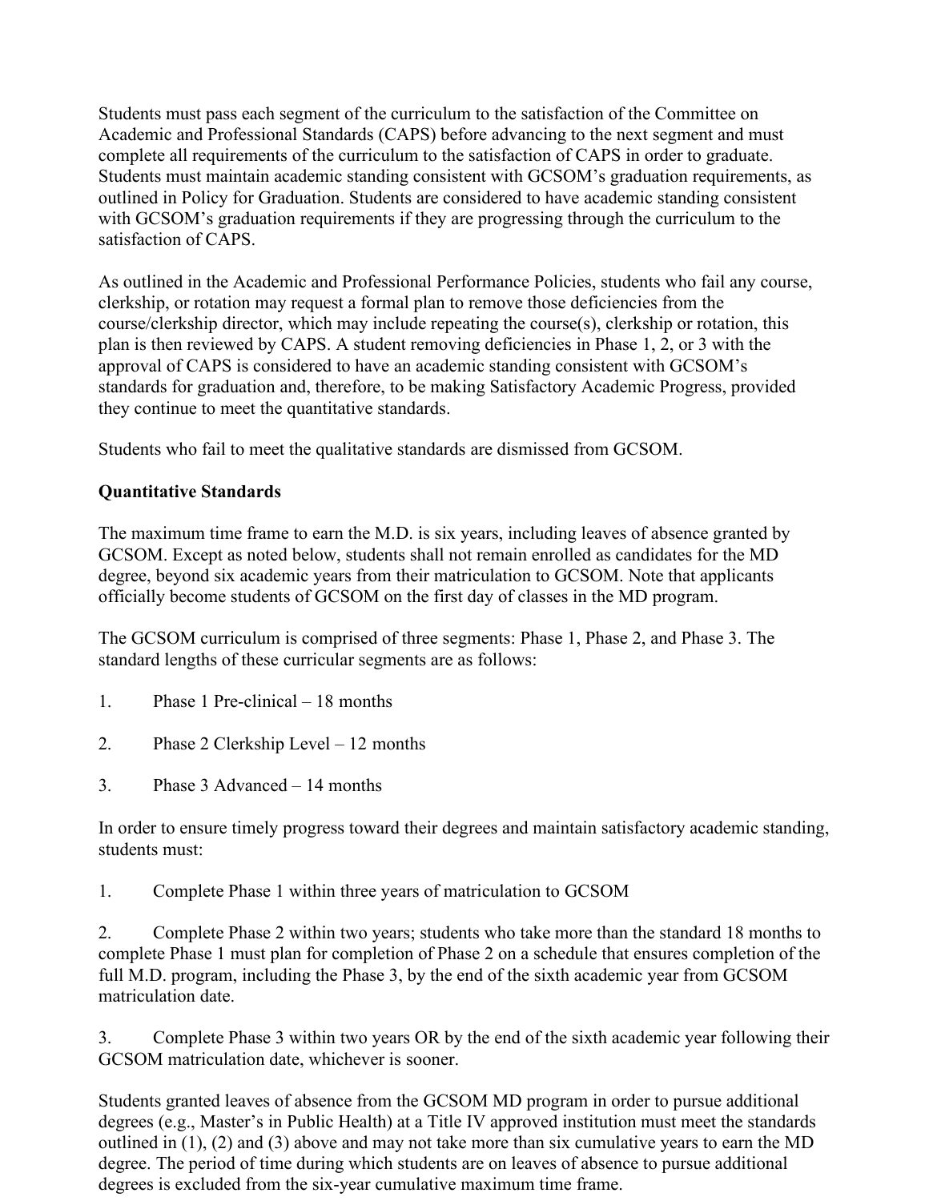Students must pass each segment of the curriculum to the satisfaction of the Committee on Academic and Professional Standards (CAPS) before advancing to the next segment and must complete all requirements of the curriculum to the satisfaction of CAPS in order to graduate. Students must maintain academic standing consistent with GCSOM's graduation requirements, as outlined in Policy for Graduation. Students are considered to have academic standing consistent with GCSOM's graduation requirements if they are progressing through the curriculum to the satisfaction of CAPS.

As outlined in the Academic and Professional Performance Policies, students who fail any course, clerkship, or rotation may request a formal plan to remove those deficiencies from the course/clerkship director, which may include repeating the course(s), clerkship or rotation, this plan is then reviewed by CAPS. A student removing deficiencies in Phase 1, 2, or 3 with the approval of CAPS is considered to have an academic standing consistent with GCSOM's standards for graduation and, therefore, to be making Satisfactory Academic Progress, provided they continue to meet the quantitative standards.

Students who fail to meet the qualitative standards are dismissed from GCSOM.

**Quantitative Standards**

The maximum time frame to earn the M.D. is six years, including leaves of absence granted by GCSOM. Except as noted below, students shall not remain enrolled as candidates for the MD degree, beyond six academic years from their matriculation to GCSOM. Note that applicants officially become students of GCSOM on the first day of classes in the MD program.

The GCSOM curriculum is comprised of three segments: Phase 1, Phase 2, and Phase 3. The standard lengths of these curricular segments are as follows:

1. Phase 1 Pre-clinical – 18 months
2. Phase 2 Clerkship Level – 12 months
3. Phase 3 Advanced – 14 months

In order to ensure timely progress toward their degrees and maintain satisfactory academic standing, students must:

1. Complete Phase 1 within three years of matriculation to GCSOM
2. Complete Phase 2 within two years; students who take more than the standard 18 months to complete Phase 1 must plan for completion of Phase 2 on a schedule that ensures completion of the full M.D. program, including the Phase 3, by the end of the sixth academic year from GCSOM matriculation date.
3. Complete Phase 3 within two years OR by the end of the sixth academic year following their GCSOM matriculation date, whichever is sooner.

Students granted leaves of absence from the GCSOM MD program in order to pursue additional degrees (e.g., Master's in Public Health) at a Title IV approved institution must meet the standards outlined in (1), (2) and (3) above and may not take more than six cumulative years to earn the MD degree. The period of time during which students are on leaves of absence to pursue additional degrees is excluded from the six-year cumulative maximum time frame.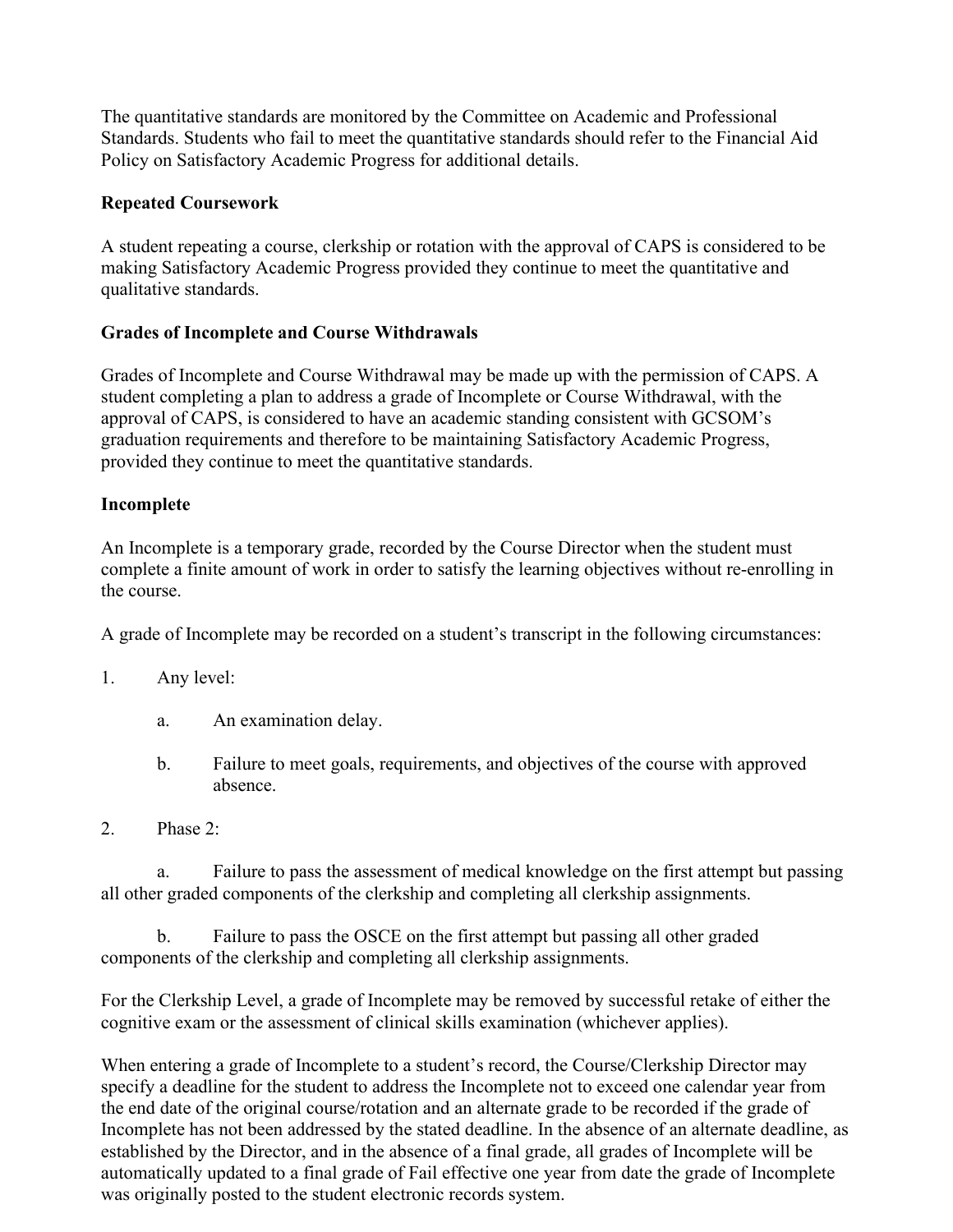The quantitative standards are monitored by the Committee on Academic and Professional Standards. Students who fail to meet the quantitative standards should refer to the Financial Aid Policy on Satisfactory Academic Progress for additional details.

**Repeated Coursework**

A student repeating a course, clerkship or rotation with the approval of CAPS is considered to be making Satisfactory Academic Progress provided they continue to meet the quantitative and qualitative standards.

**Grades of Incomplete and Course Withdrawals**

Grades of Incomplete and Course Withdrawal may be made up with the permission of CAPS. A student completing a plan to address a grade of Incomplete or Course Withdrawal, with the approval of CAPS, is considered to have an academic standing consistent with GCSOM's graduation requirements and therefore to be maintaining Satisfactory Academic Progress, provided they continue to meet the quantitative standards.

**Incomplete**

An Incomplete is a temporary grade, recorded by the Course Director when the student must complete a finite amount of work in order to satisfy the learning objectives without re-enrolling in the course.

A grade of Incomplete may be recorded on a student's transcript in the following circumstances:

1. Any level:
   a. An examination delay.
   b. Failure to meet goals, requirements, and objectives of the course with approved absence.
2. Phase 2:
   a. Failure to pass the assessment of medical knowledge on the first attempt but passing all other graded components of the clerkship and completing all clerkship assignments.
   b. Failure to pass the OSCE on the first attempt but passing all other graded components of the clerkship and completing all clerkship assignments.

For the Clerkship Level, a grade of Incomplete may be removed by successful retake of either the cognitive exam or the assessment of clinical skills examination (whichever applies).

When entering a grade of Incomplete to a student's record, the Course/Clerkship Director may specify a deadline for the student to address the Incomplete not to exceed one calendar year from the end date of the original course/rotation and an alternate grade to be recorded if the grade of Incomplete has not been addressed by the stated deadline. In the absence of an alternate deadline, as established by the Director, and in the absence of a final grade, all grades of Incomplete will be automatically updated to a final grade of Fail effective one year from date the grade of Incomplete was originally posted to the student electronic records system.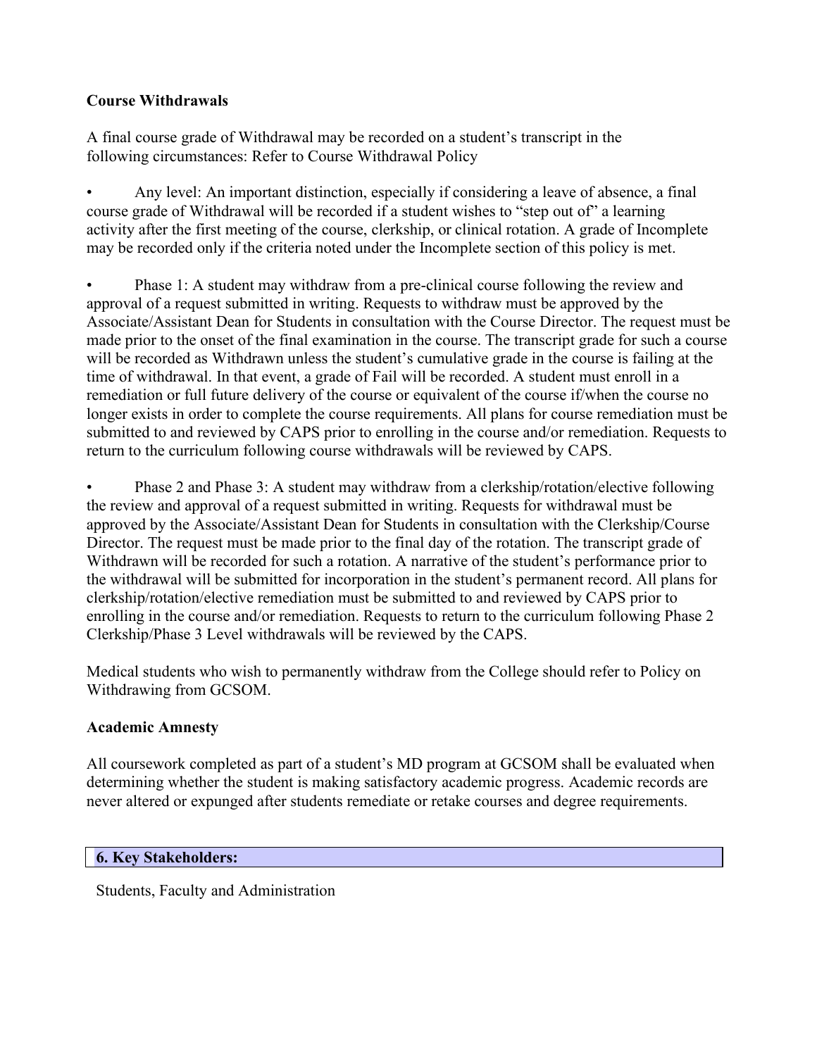**Course Withdrawals**

A final course grade of Withdrawal may be recorded on a student's transcript in the following circumstances: Refer to Course Withdrawal Policy

- Any level: An important distinction, especially if considering a leave of absence, a final course grade of Withdrawal will be recorded if a student wishes to "step out of" a learning activity after the first meeting of the course, clerkship, or clinical rotation. A grade of Incomplete may be recorded only if the criteria noted under the Incomplete section of this policy is met.

- Phase 1: A student may withdraw from a pre-clinical course following the review and approval of a request submitted in writing. Requests to withdraw must be approved by the Associate/Assistant Dean for Students in consultation with the Course Director. The request must be made prior to the onset of the final examination in the course. The transcript grade for such a course will be recorded as Withdrawn unless the student's cumulative grade in the course is failing at the time of withdrawal. In that event, a grade of Fail will be recorded. A student must enroll in a remediation or full future delivery of the course or equivalent of the course if/when the course no longer exists in order to complete the course requirements. All plans for course remediation must be submitted to and reviewed by CAPS prior to enrolling in the course and/or remediation. Requests to return to the curriculum following course withdrawals will be reviewed by CAPS.

- Phase 2 and Phase 3: A student may withdraw from a clerkship/rotation/elective following the review and approval of a request submitted in writing. Requests for withdrawal must be approved by the Associate/Assistant Dean for Students in consultation with the Clerkship/Course Director. The request must be made prior to the final day of the rotation. The transcript grade of Withdrawn will be recorded for such a rotation. A narrative of the student's performance prior to the withdrawal will be submitted for incorporation in the student's permanent record. All plans for clerkship/rotation/elective remediation must be submitted to and reviewed by CAPS prior to enrolling in the course and/or remediation. Requests to return to the curriculum following Phase 2 Clerkship/Phase 3 Level withdrawals will be reviewed by the CAPS.

Medical students who wish to permanently withdraw from the College should refer to Policy on Withdrawing from GCSOM.

**Academic Amnesty**

All coursework completed as part of a student's MD program at GCSOM shall be evaluated when determining whether the student is making satisfactory academic progress. Academic records are never altered or expunged after students remediate or retake courses and degree requirements.

## 6. Key Stakeholders:

Students, Faculty and Administration